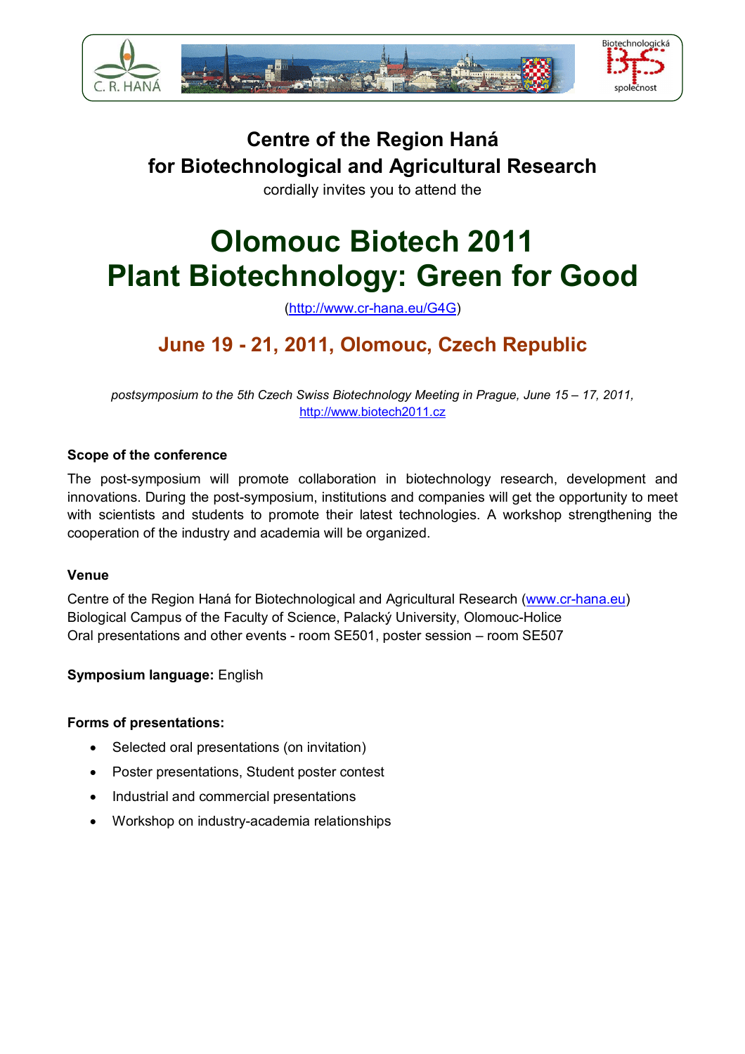## Centre of the Region Haná
## for Biotechnological and Agricultural Research

cordially invites you to attend the

# Olomouc Biotech 2011
# Plant Biotechnology: Green for Good

(http://www.cr-hana.eu/G4G)

## June 19 - 21, 2011, Olomouc, Czech Republic

*postsymposium to the 5th Czech Swiss Biotechnology Meeting in Prague, June 15 – 17, 2011,* http://www.biotech2011.cz

### Scope of the conference

The post-symposium will promote collaboration in biotechnology research, development and innovations. During the post-symposium, institutions and companies will get the opportunity to meet with scientists and students to promote their latest technologies. A workshop strengthening the cooperation of the industry and academia will be organized.

### Venue

Centre of the Region Haná for Biotechnological and Agricultural Research (www.cr-hana.eu)
Biological Campus of the Faculty of Science, Palacký University, Olomouc-Holice
Oral presentations and other events - room SE501, poster session – room SE507

**Symposium language:** English

### Forms of presentations:

- Selected oral presentations (on invitation)
- Poster presentations, Student poster contest
- Industrial and commercial presentations
- Workshop on industry-academia relationships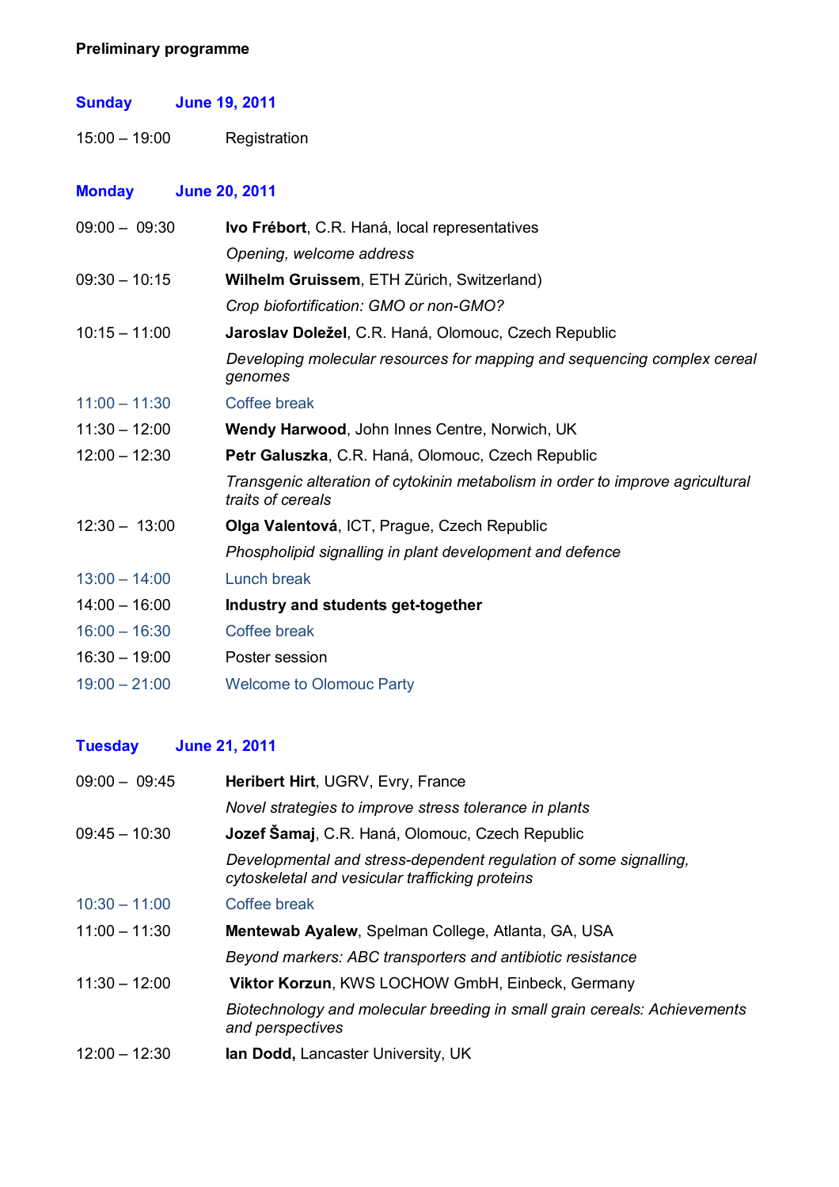**Preliminary programme**

## Sunday June 19, 2011

| | |
|---|---|
| 15:00 – 19:00 | Registration |

## Monday June 20, 2011

| | |
|---|---|
| 09:00 – 09:30 | **Ivo Frébort**, C.R. Haná, local representatives<br>*Opening, welcome address* |
| 09:30 – 10:15 | **Wilhelm Gruissem**, ETH Zürich, Switzerland)<br>*Crop biofortification: GMO or non-GMO?* |
| 10:15 – 11:00 | **Jaroslav Doležel**, C.R. Haná, Olomouc, Czech Republic<br>*Developing molecular resources for mapping and sequencing complex cereal genomes* |
| 11:00 – 11:30 | Coffee break |
| 11:30 – 12:00 | **Wendy Harwood**, John Innes Centre, Norwich, UK |
| 12:00 – 12:30 | **Petr Galuszka**, C.R. Haná, Olomouc, Czech Republic<br>*Transgenic alteration of cytokinin metabolism in order to improve agricultural traits of cereals* |
| 12:30 – 13:00 | **Olga Valentová**, ICT, Prague, Czech Republic<br>*Phospholipid signalling in plant development and defence* |
| 13:00 – 14:00 | Lunch break |
| 14:00 – 16:00 | **Industry and students get-together** |
| 16:00 – 16:30 | Coffee break |
| 16:30 – 19:00 | Poster session |
| 19:00 – 21:00 | Welcome to Olomouc Party |

## Tuesday June 21, 2011

| | |
|---|---|
| 09:00 – 09:45 | **Heribert Hirt**, UGRV, Evry, France<br>*Novel strategies to improve stress tolerance in plants* |
| 09:45 – 10:30 | **Jozef Šamaj**, C.R. Haná, Olomouc, Czech Republic<br>*Developmental and stress-dependent regulation of some signalling, cytoskeletal and vesicular trafficking proteins* |
| 10:30 – 11:00 | Coffee break |
| 11:00 – 11:30 | **Mentewab Ayalew**, Spelman College, Atlanta, GA, USA<br>*Beyond markers: ABC transporters and antibiotic resistance* |
| 11:30 – 12:00 | **Viktor Korzun**, KWS LOCHOW GmbH, Einbeck, Germany<br>*Biotechnology and molecular breeding in small grain cereals: Achievements and perspectives* |
| 12:00 – 12:30 | **Ian Dodd,** Lancaster University, UK |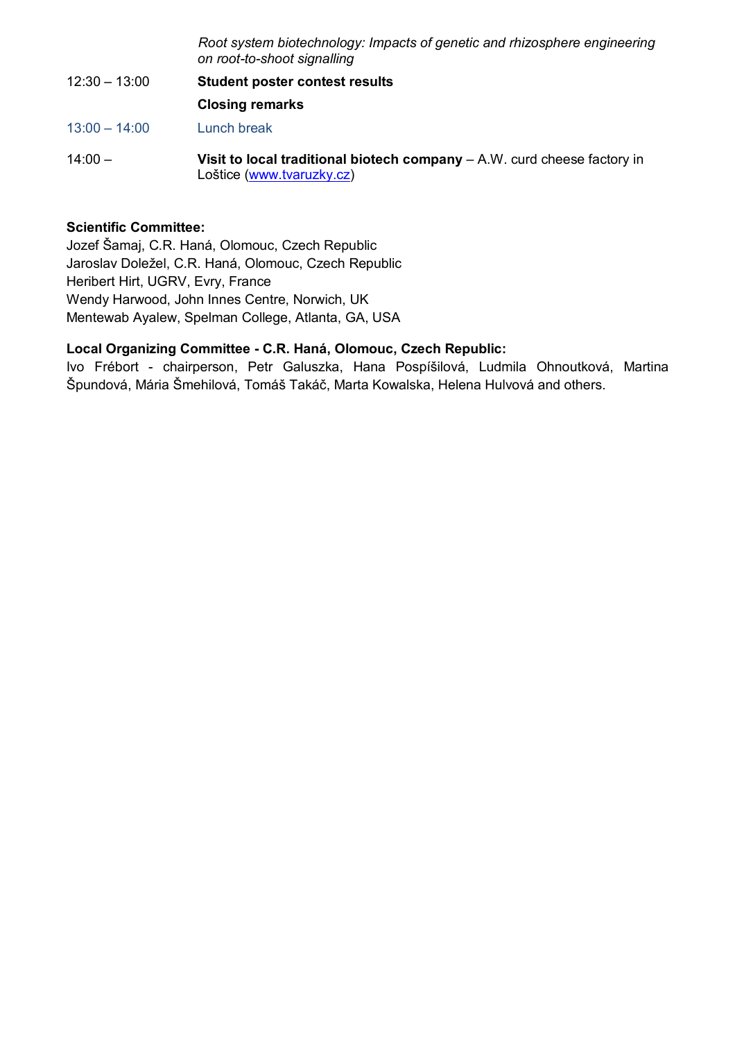| | |
|---|---|
| | *Root system biotechnology: Impacts of genetic and rhizosphere engineering on root-to-shoot signalling* |
| 12:30 – 13:00 | **Student poster contest results** |
| | **Closing remarks** |
| 13:00 – 14:00 | Lunch break |
| 14:00 – | **Visit to local traditional biotech company** – A.W. curd cheese factory in Loštice (www.tvaruzky.cz) |

**Scientific Committee:**
Jozef Šamaj, C.R. Haná, Olomouc, Czech Republic
Jaroslav Doležel, C.R. Haná, Olomouc, Czech Republic
Heribert Hirt, UGRV, Evry, France
Wendy Harwood, John Innes Centre, Norwich, UK
Mentewab Ayalew, Spelman College, Atlanta, GA, USA

**Local Organizing Committee - C.R. Haná, Olomouc, Czech Republic:**
Ivo Frébort - chairperson, Petr Galuszka, Hana Pospíšilová, Ludmila Ohnoutková, Martina Špundová, Mária Šmehilová, Tomáš Takáč, Marta Kowalska, Helena Hulvová and others.